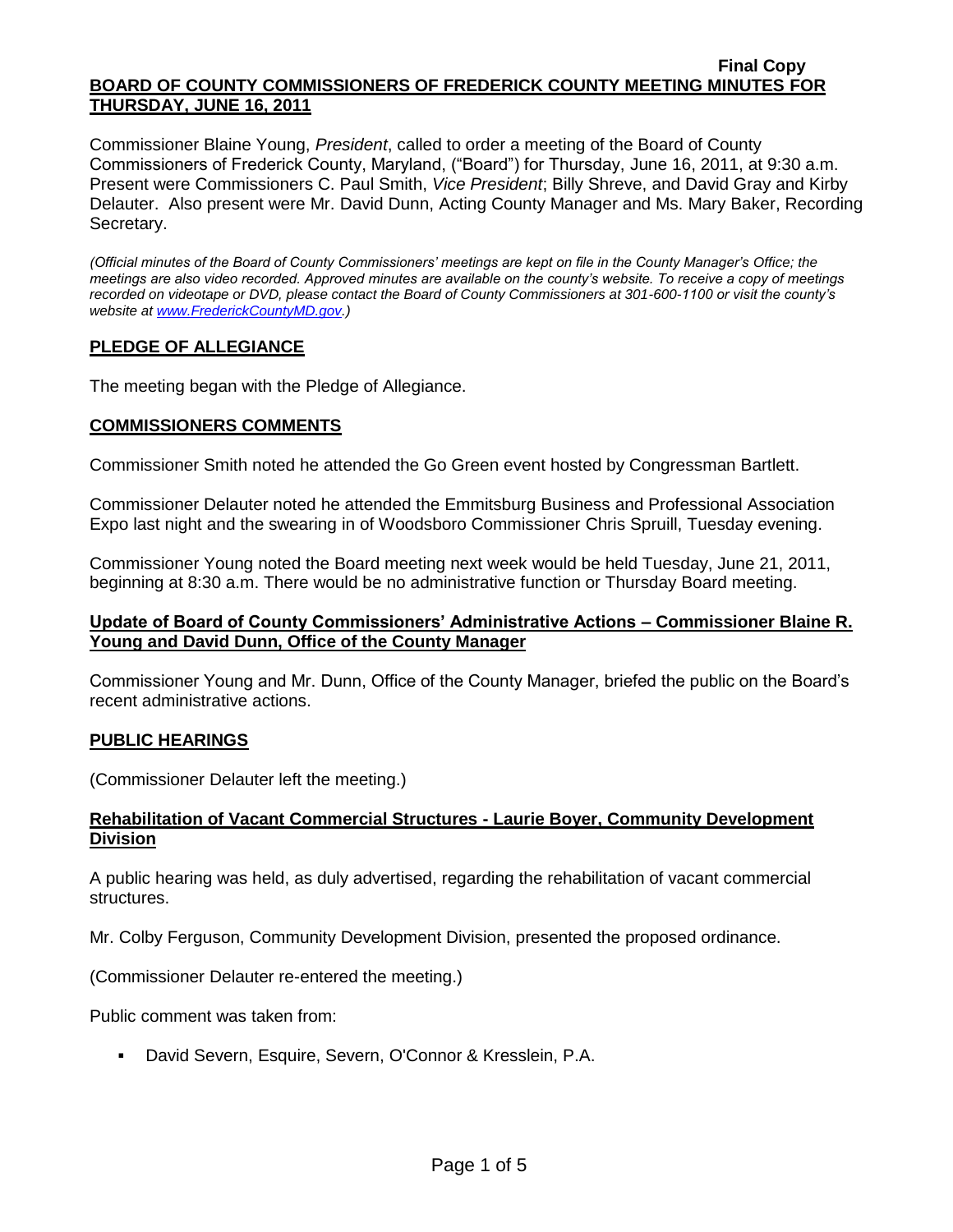**Final Copy**

**BOARD OF COUNTY COMMISSIONERS OF FREDERICK COUNTY MEETING MINUTES FOR THURSDAY, JUNE 16, 2011**

Commissioner Blaine Young, *President*, called to order a meeting of the Board of County Commissioners of Frederick County, Maryland, ("Board") for Thursday, June 16, 2011, at 9:30 a.m. Present were Commissioners C. Paul Smith, *Vice President*; Billy Shreve, and David Gray and Kirby Delauter. Also present were Mr. David Dunn, Acting County Manager and Ms. Mary Baker, Recording Secretary.

*(Official minutes of the Board of County Commissioners' meetings are kept on file in the County Manager's Office; the meetings are also video recorded. Approved minutes are available on the county's website. To receive a copy of meetings recorded on videotape or DVD, please contact the Board of County Commissioners at 301-600-1100 or visit the county's website at www.FrederickCountyMD.gov.)*

## PLEDGE OF ALLEGIANCE

The meeting began with the Pledge of Allegiance.

## COMMISSIONERS COMMENTS

Commissioner Smith noted he attended the Go Green event hosted by Congressman Bartlett.

Commissioner Delauter noted he attended the Emmitsburg Business and Professional Association Expo last night and the swearing in of Woodsboro Commissioner Chris Spruill, Tuesday evening.

Commissioner Young noted the Board meeting next week would be held Tuesday, June 21, 2011, beginning at 8:30 a.m. There would be no administrative function or Thursday Board meeting.

### Update of Board of County Commissioners' Administrative Actions – Commissioner Blaine R. Young and David Dunn, Office of the County Manager

Commissioner Young and Mr. Dunn, Office of the County Manager, briefed the public on the Board's recent administrative actions.

## PUBLIC HEARINGS

(Commissioner Delauter left the meeting.)

### Rehabilitation of Vacant Commercial Structures - Laurie Boyer, Community Development Division

A public hearing was held, as duly advertised, regarding the rehabilitation of vacant commercial structures.

Mr. Colby Ferguson, Community Development Division, presented the proposed ordinance.

(Commissioner Delauter re-entered the meeting.)

Public comment was taken from:

- David Severn, Esquire, Severn, O'Connor & Kresslein, P.A.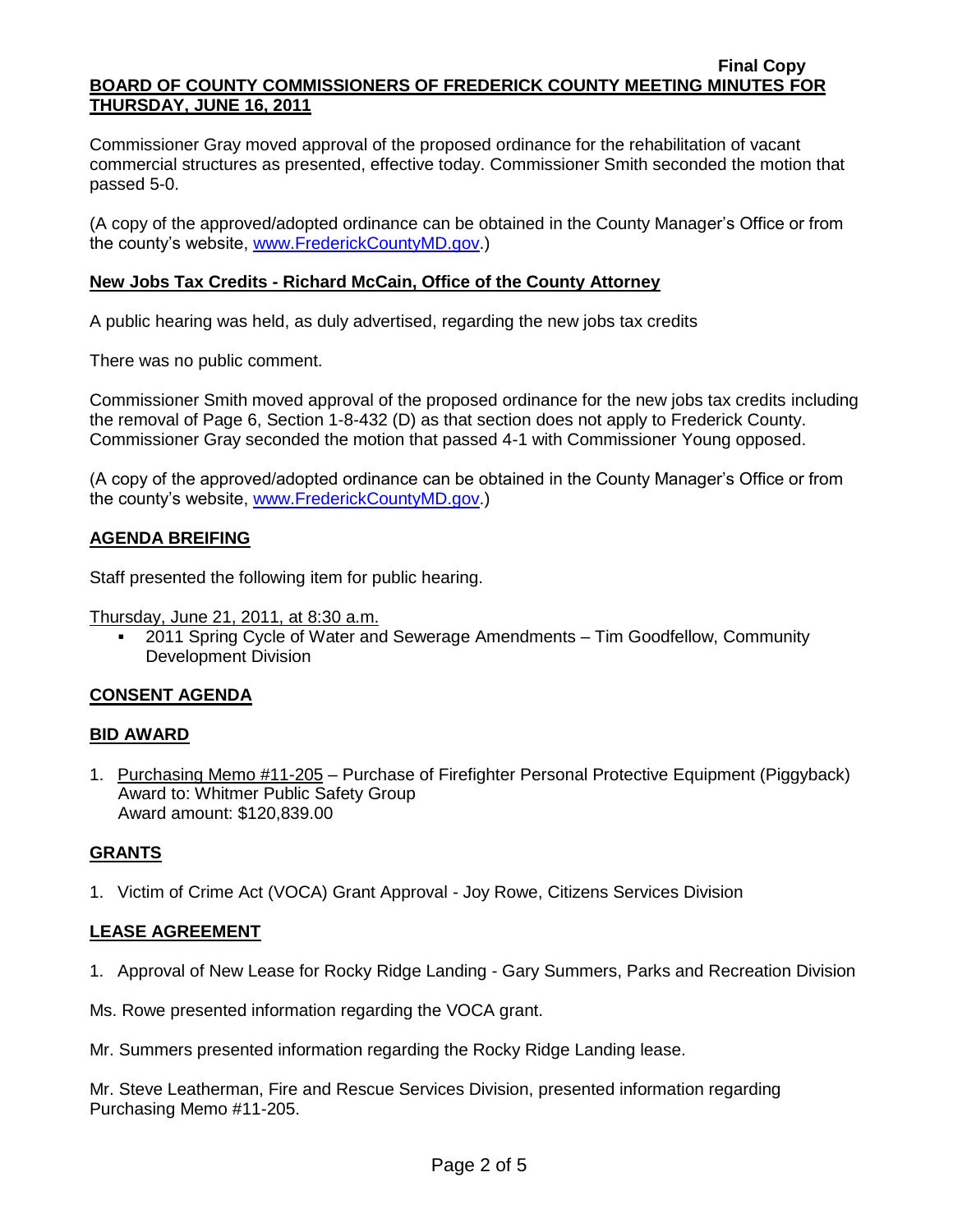Commissioner Gray moved approval of the proposed ordinance for the rehabilitation of vacant commercial structures as presented, effective today. Commissioner Smith seconded the motion that passed 5-0.

(A copy of the approved/adopted ordinance can be obtained in the County Manager's Office or from the county's website, www.FrederickCountyMD.gov.)

**New Jobs Tax Credits - Richard McCain, Office of the County Attorney**

A public hearing was held, as duly advertised, regarding the new jobs tax credits

There was no public comment.

Commissioner Smith moved approval of the proposed ordinance for the new jobs tax credits including the removal of Page 6, Section 1-8-432 (D) as that section does not apply to Frederick County. Commissioner Gray seconded the motion that passed 4-1 with Commissioner Young opposed.

(A copy of the approved/adopted ordinance can be obtained in the County Manager's Office or from the county's website, www.FrederickCountyMD.gov.)

**AGENDA BREIFING**

Staff presented the following item for public hearing.

Thursday, June 21, 2011, at 8:30 a.m.

- 2011 Spring Cycle of Water and Sewerage Amendments – Tim Goodfellow, Community Development Division

**CONSENT AGENDA**

**BID AWARD**

1. Purchasing Memo #11-205 – Purchase of Firefighter Personal Protective Equipment (Piggyback)
   Award to: Whitmer Public Safety Group
   Award amount: $120,839.00

**GRANTS**

1. Victim of Crime Act (VOCA) Grant Approval - Joy Rowe, Citizens Services Division

**LEASE AGREEMENT**

1. Approval of New Lease for Rocky Ridge Landing - Gary Summers, Parks and Recreation Division

Ms. Rowe presented information regarding the VOCA grant.

Mr. Summers presented information regarding the Rocky Ridge Landing lease.

Mr. Steve Leatherman, Fire and Rescue Services Division, presented information regarding Purchasing Memo #11-205.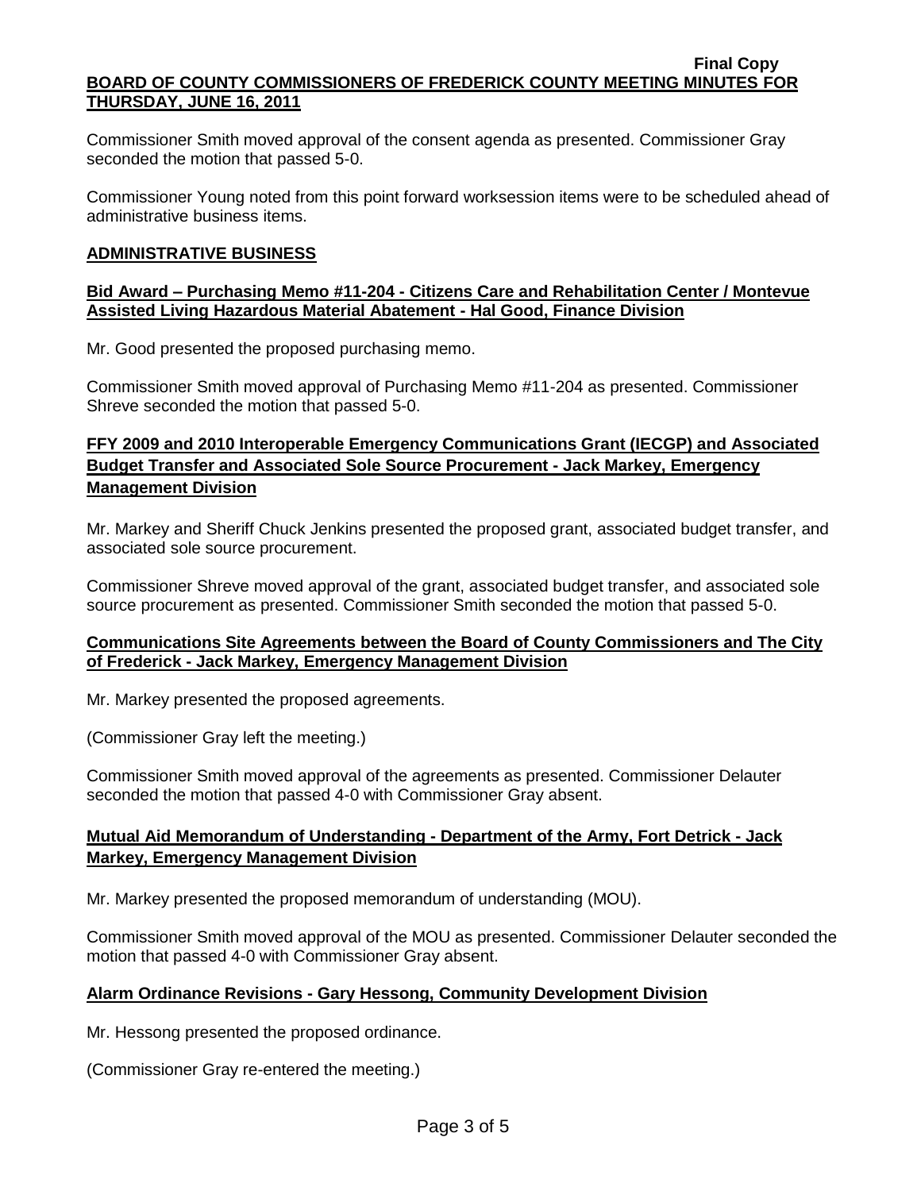Commissioner Smith moved approval of the consent agenda as presented. Commissioner Gray seconded the motion that passed 5-0.

Commissioner Young noted from this point forward worksession items were to be scheduled ahead of administrative business items.

## ADMINISTRATIVE BUSINESS

### Bid Award – Purchasing Memo #11-204 - Citizens Care and Rehabilitation Center / Montevue Assisted Living Hazardous Material Abatement - Hal Good, Finance Division

Mr. Good presented the proposed purchasing memo.

Commissioner Smith moved approval of Purchasing Memo #11-204 as presented. Commissioner Shreve seconded the motion that passed 5-0.

### FFY 2009 and 2010 Interoperable Emergency Communications Grant (IECGP) and Associated Budget Transfer and Associated Sole Source Procurement - Jack Markey, Emergency Management Division

Mr. Markey and Sheriff Chuck Jenkins presented the proposed grant, associated budget transfer, and associated sole source procurement.

Commissioner Shreve moved approval of the grant, associated budget transfer, and associated sole source procurement as presented. Commissioner Smith seconded the motion that passed 5-0.

### Communications Site Agreements between the Board of County Commissioners and The City of Frederick - Jack Markey, Emergency Management Division

Mr. Markey presented the proposed agreements.

(Commissioner Gray left the meeting.)

Commissioner Smith moved approval of the agreements as presented. Commissioner Delauter seconded the motion that passed 4-0 with Commissioner Gray absent.

### Mutual Aid Memorandum of Understanding - Department of the Army, Fort Detrick - Jack Markey, Emergency Management Division

Mr. Markey presented the proposed memorandum of understanding (MOU).

Commissioner Smith moved approval of the MOU as presented. Commissioner Delauter seconded the motion that passed 4-0 with Commissioner Gray absent.

### Alarm Ordinance Revisions - Gary Hessong, Community Development Division

Mr. Hessong presented the proposed ordinance.

(Commissioner Gray re-entered the meeting.)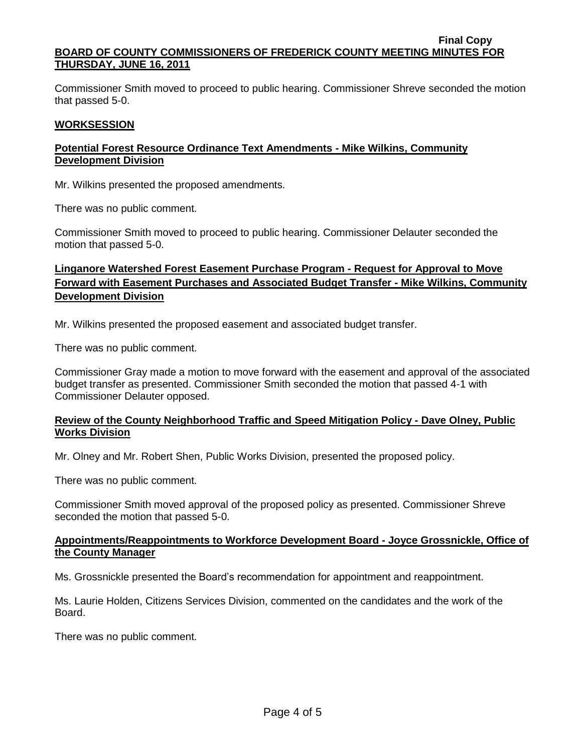Commissioner Smith moved to proceed to public hearing. Commissioner Shreve seconded the motion that passed 5-0.

## WORKSESSION

### Potential Forest Resource Ordinance Text Amendments - Mike Wilkins, Community Development Division

Mr. Wilkins presented the proposed amendments.

There was no public comment.

Commissioner Smith moved to proceed to public hearing. Commissioner Delauter seconded the motion that passed 5-0.

### Linganore Watershed Forest Easement Purchase Program - Request for Approval to Move Forward with Easement Purchases and Associated Budget Transfer - Mike Wilkins, Community Development Division

Mr. Wilkins presented the proposed easement and associated budget transfer.

There was no public comment.

Commissioner Gray made a motion to move forward with the easement and approval of the associated budget transfer as presented. Commissioner Smith seconded the motion that passed 4-1 with Commissioner Delauter opposed.

### Review of the County Neighborhood Traffic and Speed Mitigation Policy - Dave Olney, Public Works Division

Mr. Olney and Mr. Robert Shen, Public Works Division, presented the proposed policy.

There was no public comment.

Commissioner Smith moved approval of the proposed policy as presented. Commissioner Shreve seconded the motion that passed 5-0.

### Appointments/Reappointments to Workforce Development Board - Joyce Grossnickle, Office of the County Manager

Ms. Grossnickle presented the Board's recommendation for appointment and reappointment.

Ms. Laurie Holden, Citizens Services Division, commented on the candidates and the work of the Board.

There was no public comment.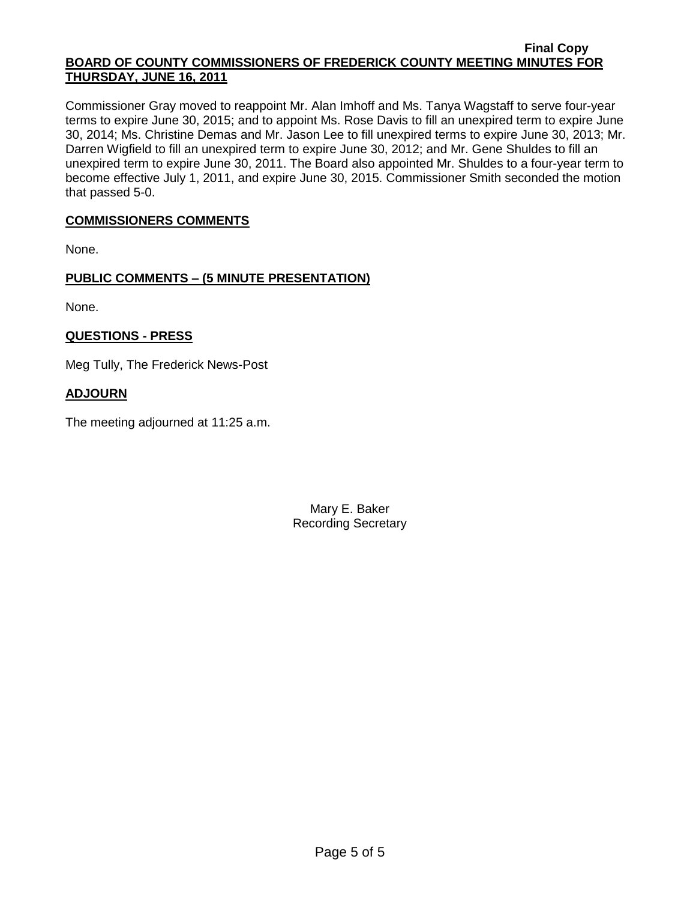Commissioner Gray moved to reappoint Mr. Alan Imhoff and Ms. Tanya Wagstaff to serve four-year terms to expire June 30, 2015; and to appoint Ms. Rose Davis to fill an unexpired term to expire June 30, 2014; Ms. Christine Demas and Mr. Jason Lee to fill unexpired terms to expire June 30, 2013; Mr. Darren Wigfield to fill an unexpired term to expire June 30, 2012; and Mr. Gene Shuldes to fill an unexpired term to expire June 30, 2011. The Board also appointed Mr. Shuldes to a four-year term to become effective July 1, 2011, and expire June 30, 2015. Commissioner Smith seconded the motion that passed 5-0.

## COMMISSIONERS COMMENTS

None.

## PUBLIC COMMENTS – (5 MINUTE PRESENTATION)

None.

## QUESTIONS - PRESS

Meg Tully, The Frederick News-Post

## ADJOURN

The meeting adjourned at 11:25 a.m.

Mary E. Baker
Recording Secretary